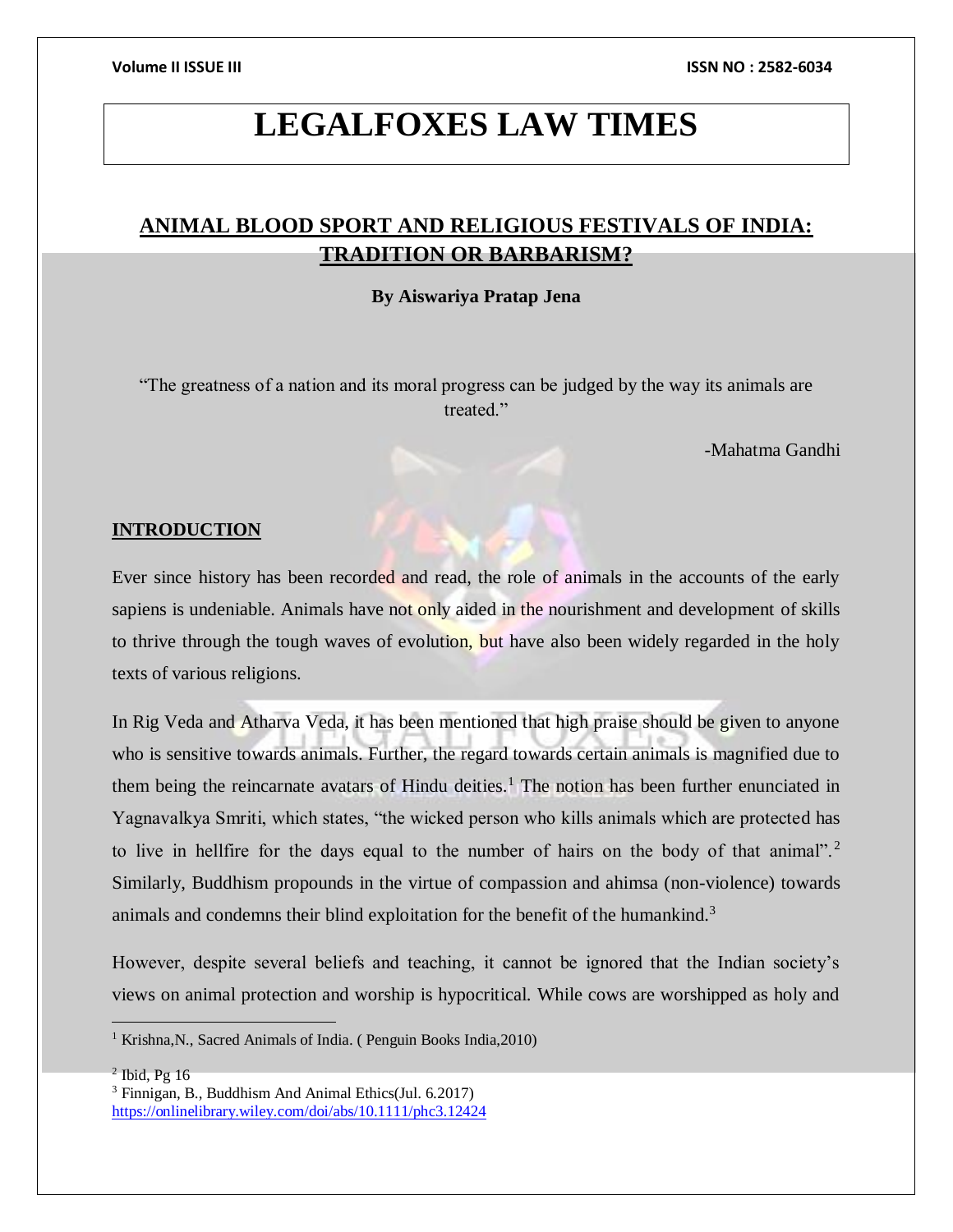# LEGALFOXES LAW TIMES

## ANIMAL BLOOD SPORT AND RELIGIOUS FESTIVALS OF INDIA: TRADITION OR BARBARISM?

**By Aiswariya Pratap Jena**

"The greatness of a nation and its moral progress can be judged by the way its animals are treated."

-Mahatma Gandhi

### INTRODUCTION

Ever since history has been recorded and read, the role of animals in the accounts of the early sapiens is undeniable. Animals have not only aided in the nourishment and development of skills to thrive through the tough waves of evolution, but have also been widely regarded in the holy texts of various religions.

In Rig Veda and Atharva Veda, it has been mentioned that high praise should be given to anyone who is sensitive towards animals. Further, the regard towards certain animals is magnified due to them being the reincarnate avatars of Hindu deities.[1] The notion has been further enunciated in Yagnavalkya Smriti, which states, "the wicked person who kills animals which are protected has to live in hellfire for the days equal to the number of hairs on the body of that animal".[2] Similarly, Buddhism propounds in the virtue of compassion and ahimsa (non-violence) towards animals and condemns their blind exploitation for the benefit of the humankind.[3]

However, despite several beliefs and teaching, it cannot be ignored that the Indian society's views on animal protection and worship is hypocritical. While cows are worshipped as holy and

[1] Krishna,N., Sacred Animals of India. ( Penguin Books India,2010)

[2] Ibid, Pg 16

[3] Finnigan, B., Buddhism And Animal Ethics(Jul. 6.2017) https://onlinelibrary.wiley.com/doi/abs/10.1111/phc3.12424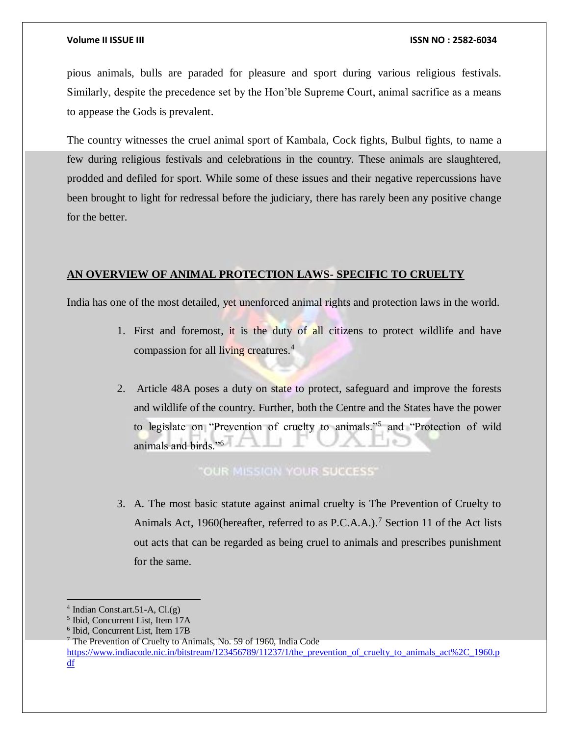pious animals, bulls are paraded for pleasure and sport during various religious festivals. Similarly, despite the precedence set by the Hon'ble Supreme Court, animal sacrifice as a means to appease the Gods is prevalent.

The country witnesses the cruel animal sport of Kambala, Cock fights, Bulbul fights, to name a few during religious festivals and celebrations in the country. These animals are slaughtered, prodded and defiled for sport. While some of these issues and their negative repercussions have been brought to light for redressal before the judiciary, there has rarely been any positive change for the better.

## AN OVERVIEW OF ANIMAL PROTECTION LAWS- SPECIFIC TO CRUELTY

India has one of the most detailed, yet unenforced animal rights and protection laws in the world.

1. First and foremost, it is the duty of all citizens to protect wildlife and have compassion for all living creatures.[4]

2. Article 48A poses a duty on state to protect, safeguard and improve the forests and wildlife of the country. Further, both the Centre and the States have the power to legislate on "Prevention of cruelty to animals."[5] and "Protection of wild animals and birds."[6]

3. A. The most basic statute against animal cruelty is The Prevention of Cruelty to Animals Act, 1960(hereafter, referred to as P.C.A.A.).[7] Section 11 of the Act lists out acts that can be regarded as being cruel to animals and prescribes punishment for the same.

---

[4] Indian Const.art.51-A, Cl.(g)
[5] Ibid, Concurrent List, Item 17A
[6] Ibid, Concurrent List, Item 17B
[7] The Prevention of Cruelty to Animals, No. 59 of 1960, India Code https://www.indiacode.nic.in/bitstream/123456789/11237/1/the_prevention_of_cruelty_to_animals_act%2C_1960.pdf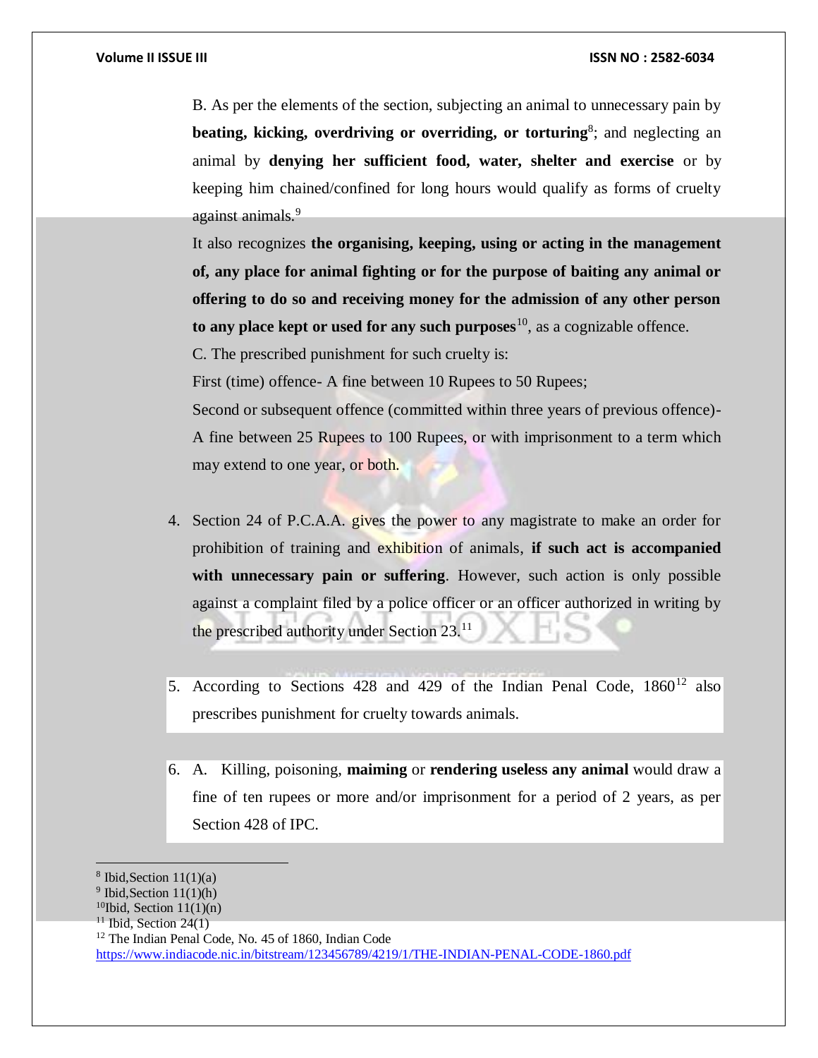B. As per the elements of the section, subjecting an animal to unnecessary pain by **beating, kicking, overdriving or overriding, or torturing**[8]; and neglecting an animal by **denying her sufficient food, water, shelter and exercise** or by keeping him chained/confined for long hours would qualify as forms of cruelty against animals.[9]

It also recognizes **the organising, keeping, using or acting in the management of, any place for animal fighting or for the purpose of baiting any animal or offering to do so and receiving money for the admission of any other person to any place kept or used for any such purposes**[10], as a cognizable offence.

C. The prescribed punishment for such cruelty is:

First (time) offence- A fine between 10 Rupees to 50 Rupees;

Second or subsequent offence (committed within three years of previous offence)- A fine between 25 Rupees to 100 Rupees, or with imprisonment to a term which may extend to one year, or both.

4. Section 24 of P.C.A.A. gives the power to any magistrate to make an order for prohibition of training and exhibition of animals, **if such act is accompanied with unnecessary pain or suffering**. However, such action is only possible against a complaint filed by a police officer or an officer authorized in writing by the prescribed authority under Section 23.[11]

5. According to Sections 428 and 429 of the Indian Penal Code, 1860[12] also prescribes punishment for cruelty towards animals.

6. A. Killing, poisoning, **maiming** or **rendering useless any animal** would draw a fine of ten rupees or more and/or imprisonment for a period of 2 years, as per Section 428 of IPC.

---

[8] Ibid,Section 11(1)(a)
[9] Ibid,Section 11(1)(h)
[10] Ibid, Section 11(1)(n)
[11] Ibid, Section 24(1)
[12] The Indian Penal Code, No. 45 of 1860, Indian Code https://www.indiacode.nic.in/bitstream/123456789/4219/1/THE-INDIAN-PENAL-CODE-1860.pdf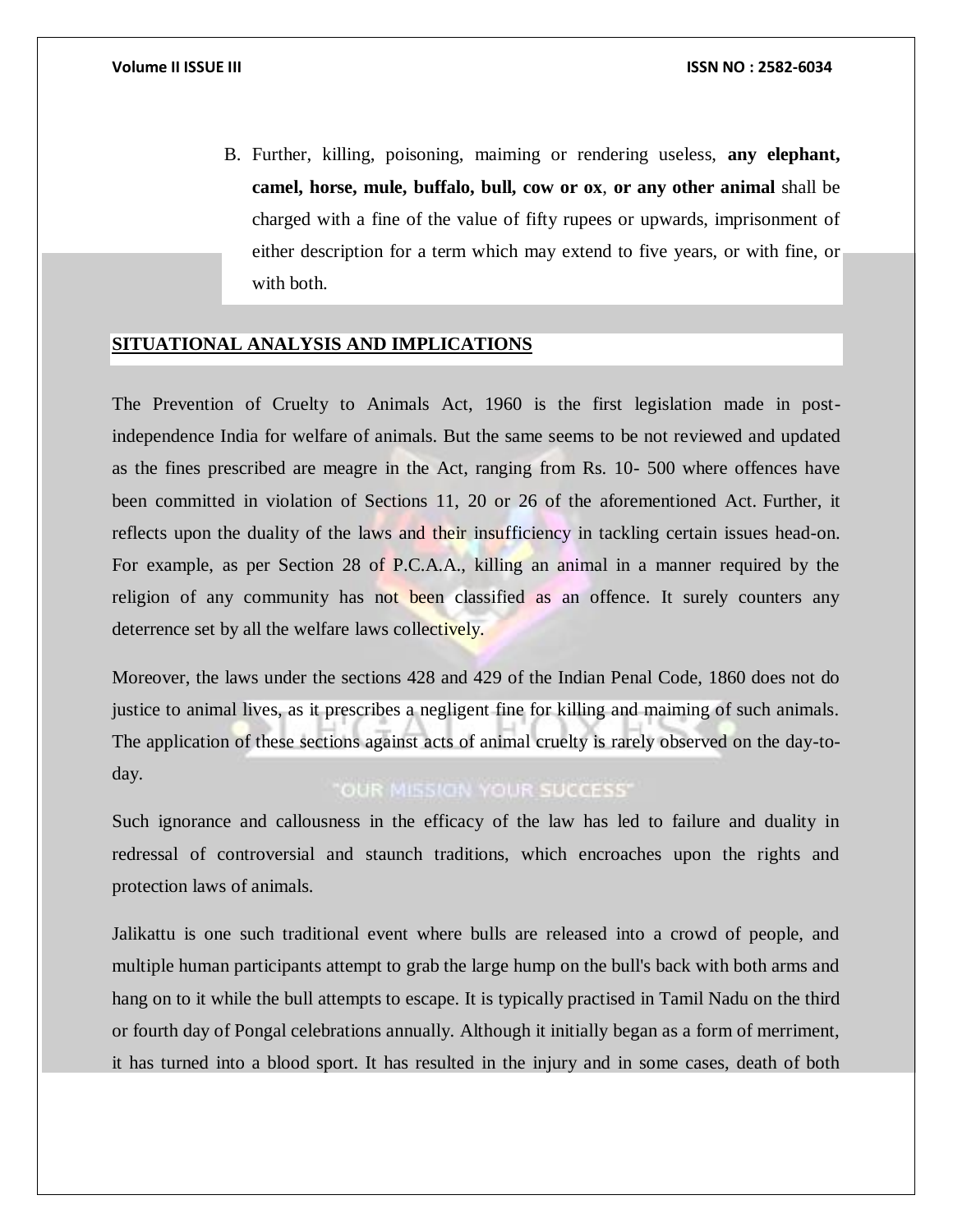B. Further, killing, poisoning, maiming or rendering useless, **any elephant, camel, horse, mule, buffalo, bull, cow or ox**, **or any other animal** shall be charged with a fine of the value of fifty rupees or upwards, imprisonment of either description for a term which may extend to five years, or with fine, or with both.

## SITUATIONAL ANALYSIS AND IMPLICATIONS

The Prevention of Cruelty to Animals Act, 1960 is the first legislation made in post-independence India for welfare of animals. But the same seems to be not reviewed and updated as the fines prescribed are meagre in the Act, ranging from Rs. 10- 500 where offences have been committed in violation of Sections 11, 20 or 26 of the aforementioned Act. Further, it reflects upon the duality of the laws and their insufficiency in tackling certain issues head-on. For example, as per Section 28 of P.C.A.A., killing an animal in a manner required by the religion of any community has not been classified as an offence. It surely counters any deterrence set by all the welfare laws collectively.

Moreover, the laws under the sections 428 and 429 of the Indian Penal Code, 1860 does not do justice to animal lives, as it prescribes a negligent fine for killing and maiming of such animals. The application of these sections against acts of animal cruelty is rarely observed on the day-to-day.

Such ignorance and callousness in the efficacy of the law has led to failure and duality in redressal of controversial and staunch traditions, which encroaches upon the rights and protection laws of animals.

Jalikattu is one such traditional event where bulls are released into a crowd of people, and multiple human participants attempt to grab the large hump on the bull's back with both arms and hang on to it while the bull attempts to escape. It is typically practised in Tamil Nadu on the third or fourth day of Pongal celebrations annually. Although it initially began as a form of merriment, it has turned into a blood sport. It has resulted in the injury and in some cases, death of both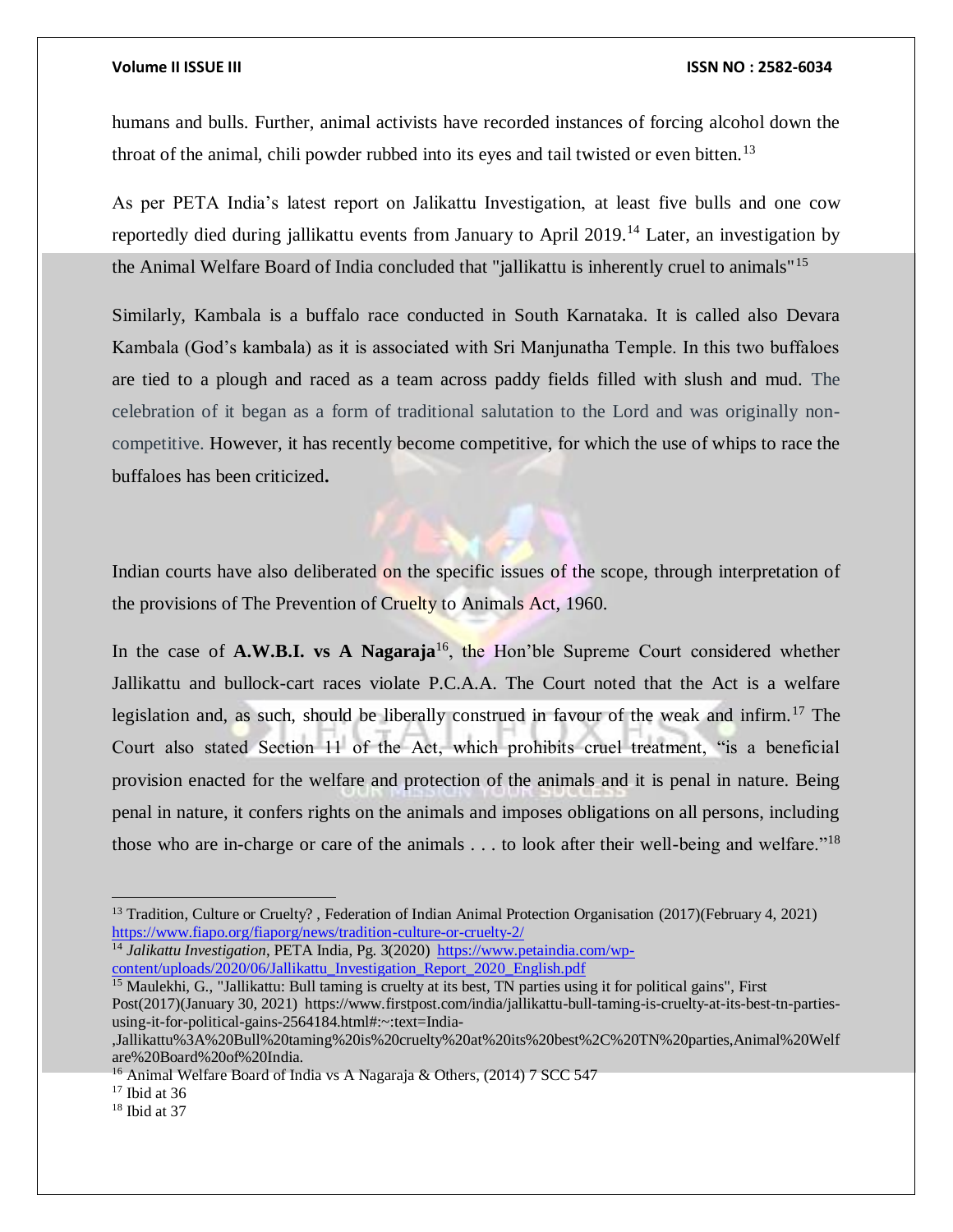humans and bulls. Further, animal activists have recorded instances of forcing alcohol down the throat of the animal, chili powder rubbed into its eyes and tail twisted or even bitten.[13]

As per PETA India's latest report on Jalikattu Investigation, at least five bulls and one cow reportedly died during jallikattu events from January to April 2019.[14] Later, an investigation by the Animal Welfare Board of India concluded that "jallikattu is inherently cruel to animals"[15]

Similarly, Kambala is a buffalo race conducted in South Karnataka. It is called also Devara Kambala (God's kambala) as it is associated with Sri Manjunatha Temple. In this two buffaloes are tied to a plough and raced as a team across paddy fields filled with slush and mud. The celebration of it began as a form of traditional salutation to the Lord and was originally non-competitive. However, it has recently become competitive, for which the use of whips to race the buffaloes has been criticized**.**

Indian courts have also deliberated on the specific issues of the scope, through interpretation of the provisions of The Prevention of Cruelty to Animals Act, 1960.

In the case of **A.W.B.I. vs A Nagaraja**[16], the Hon'ble Supreme Court considered whether Jallikattu and bullock-cart races violate P.C.A.A. The Court noted that the Act is a welfare legislation and, as such, should be liberally construed in favour of the weak and infirm.[17] The Court also stated Section 11 of the Act, which prohibits cruel treatment, "is a beneficial provision enacted for the welfare and protection of the animals and it is penal in nature. Being penal in nature, it confers rights on the animals and imposes obligations on all persons, including those who are in-charge or care of the animals . . . to look after their well-being and welfare."[18]

---

[13] Tradition, Culture or Cruelty? , Federation of Indian Animal Protection Organisation (2017)(February 4, 2021) https://www.fiapo.org/fiaporg/news/tradition-culture-or-cruelty-2/

[14] *Jalikattu Investigation*, PETA India, Pg. 3(2020) https://www.petaindia.com/wp-content/uploads/2020/06/Jallikattu_Investigation_Report_2020_English.pdf

[15] Maulekhi, G., "Jallikattu: Bull taming is cruelty at its best, TN parties using it for political gains", First Post(2017)(January 30, 2021) https://www.firstpost.com/india/jallikattu-bull-taming-is-cruelty-at-its-best-tn-parties-using-it-for-political-gains-2564184.html#:~:text=India-,Jallikattu%3A%20Bull%20taming%20is%20cruelty%20at%20its%20best%2C%20TN%20parties,Animal%20Welfare%20Board%20of%20India.

[16] Animal Welfare Board of India vs A Nagaraja & Others, (2014) 7 SCC 547

[17] Ibid at 36

[18] Ibid at 37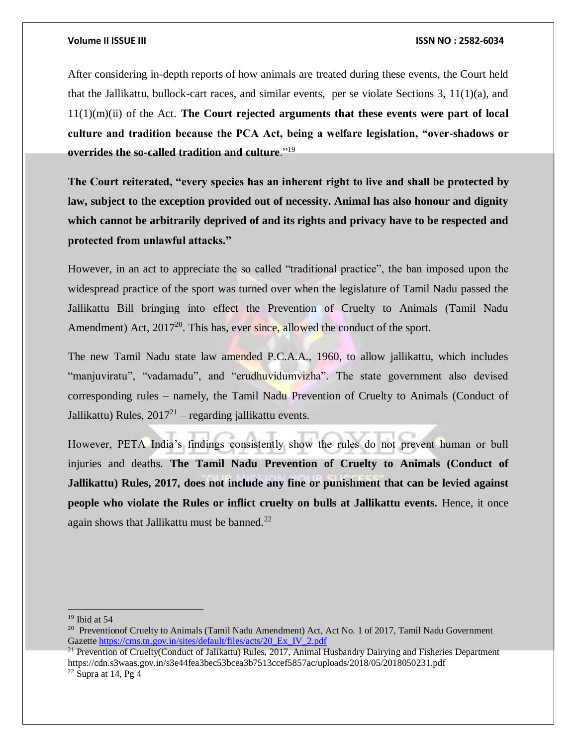After considering in-depth reports of how animals are treated during these events, the Court held that the Jallikattu, bullock-cart races, and similar events, per se violate Sections 3, 11(1)(a), and 11(1)(m)(ii) of the Act. **The Court rejected arguments that these events were part of local culture and tradition because the PCA Act, being a welfare legislation, "over-shadows or overrides the so-called tradition and culture**."[19]

**The Court reiterated, "every species has an inherent right to live and shall be protected by law, subject to the exception provided out of necessity. Animal has also honour and dignity which cannot be arbitrarily deprived of and its rights and privacy have to be respected and protected from unlawful attacks."**

However, in an act to appreciate the so called "traditional practice", the ban imposed upon the widespread practice of the sport was turned over when the legislature of Tamil Nadu passed the Jallikattu Bill bringing into effect the Prevention of Cruelty to Animals (Tamil Nadu Amendment) Act, 2017[20]. This has, ever since, allowed the conduct of the sport.

The new Tamil Nadu state law amended P.C.A.A., 1960, to allow jallikattu, which includes "manjuviratu", "vadamadu", and "erudhuvidumvizha". The state government also devised corresponding rules – namely, the Tamil Nadu Prevention of Cruelty to Animals (Conduct of Jallikattu) Rules, 2017[21] – regarding jallikattu events.

However, PETA India's findings consistently show the rules do not prevent human or bull injuries and deaths. **The Tamil Nadu Prevention of Cruelty to Animals (Conduct of Jallikattu) Rules, 2017, does not include any fine or punishment that can be levied against people who violate the Rules or inflict cruelty on bulls at Jallikattu events.** Hence, it once again shows that Jallikattu must be banned.[22]

---

[19] Ibid at 54

[20] Preventionof Cruelty to Animals (Tamil Nadu Amendment) Act, Act No. 1 of 2017, Tamil Nadu Government Gazette https://cms.tn.gov.in/sites/default/files/acts/20_Ex_IV_2.pdf

[21] Prevention of Cruelty(Conduct of Jalikattu) Rules, 2017, Animal Husbandry Dairying and Fisheries Department https://cdn.s3waas.gov.in/s3e44fea3bec53bcea3b7513ccef5857ac/uploads/2018/05/2018050231.pdf

[22] Supra at 14, Pg 4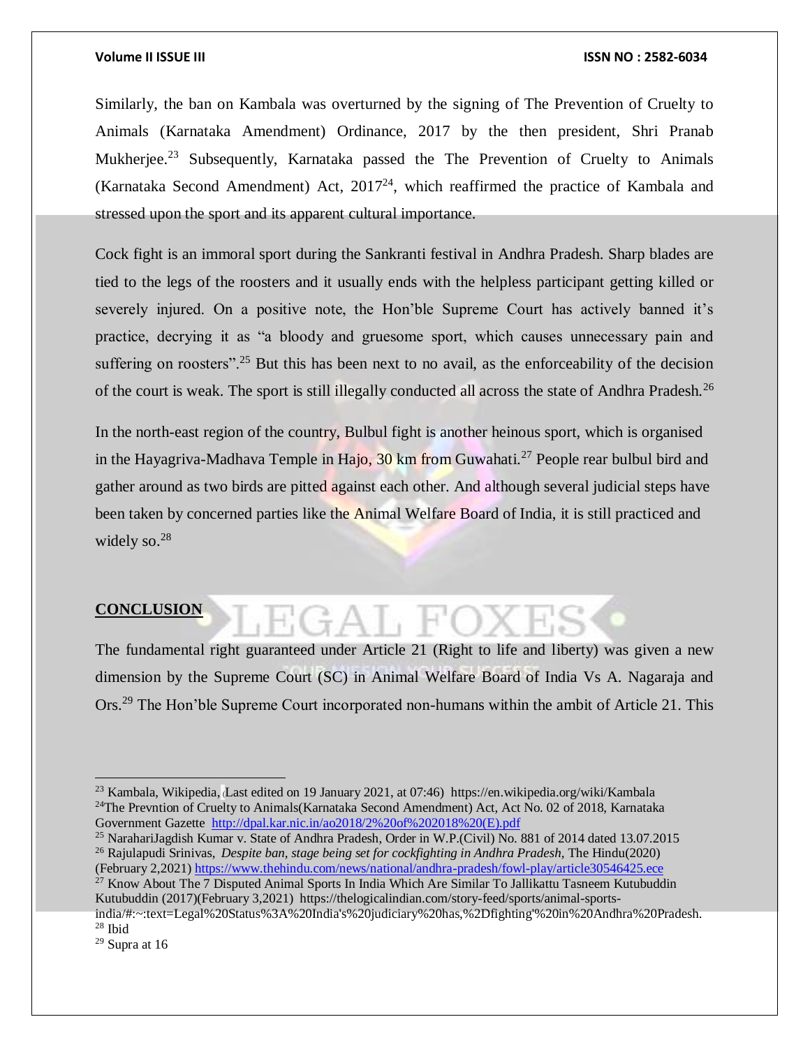Similarly, the ban on Kambala was overturned by the signing of The Prevention of Cruelty to Animals (Karnataka Amendment) Ordinance, 2017 by the then president, Shri Pranab Mukherjee.[23] Subsequently, Karnataka passed the The Prevention of Cruelty to Animals (Karnataka Second Amendment) Act, 2017[24], which reaffirmed the practice of Kambala and stressed upon the sport and its apparent cultural importance.

Cock fight is an immoral sport during the Sankranti festival in Andhra Pradesh. Sharp blades are tied to the legs of the roosters and it usually ends with the helpless participant getting killed or severely injured. On a positive note, the Hon'ble Supreme Court has actively banned it's practice, decrying it as "a bloody and gruesome sport, which causes unnecessary pain and suffering on roosters".[25] But this has been next to no avail, as the enforceability of the decision of the court is weak. The sport is still illegally conducted all across the state of Andhra Pradesh.[26]

In the north-east region of the country, Bulbul fight is another heinous sport, which is organised in the Hayagriva-Madhava Temple in Hajo, 30 km from Guwahati.[27] People rear bulbul bird and gather around as two birds are pitted against each other. And although several judicial steps have been taken by concerned parties like the Animal Welfare Board of India, it is still practiced and widely so.[28]

## CONCLUSION

The fundamental right guaranteed under Article 21 (Right to life and liberty) was given a new dimension by the Supreme Court (SC) in Animal Welfare Board of India Vs A. Nagaraja and Ors.[29] The Hon'ble Supreme Court incorporated non-humans within the ambit of Article 21. This

---

[23] Kambala, Wikipedia, (Last edited on 19 January 2021, at 07:46) https://en.wikipedia.org/wiki/Kambala

[24] The Prevntion of Cruelty to Animals(Karnataka Second Amendment) Act, Act No. 02 of 2018, Karnataka Government Gazette http://dpal.kar.nic.in/ao2018/2%20of%202018%20(E).pdf

[25] NarahariJagdish Kumar v. State of Andhra Pradesh, Order in W.P.(Civil) No. 881 of 2014 dated 13.07.2015

[26] Rajulapudi Srinivas, *Despite ban, stage being set for cockfighting in Andhra Pradesh*, The Hindu(2020) (February 2,2021) https://www.thehindu.com/news/national/andhra-pradesh/fowl-play/article30546425.ece

[27] Know About The 7 Disputed Animal Sports In India Which Are Similar To Jallikattu Tasneem Kutubuddin Kutubuddin (2017)(February 3,2021) https://thelogicalindian.com/story-feed/sports/animal-sports-india/#:~:text=Legal%20Status%3A%20India's%20judiciary%20has,%2Dfighting'%20in%20Andhra%20Pradesh.

[28] Ibid

[29] Supra at 16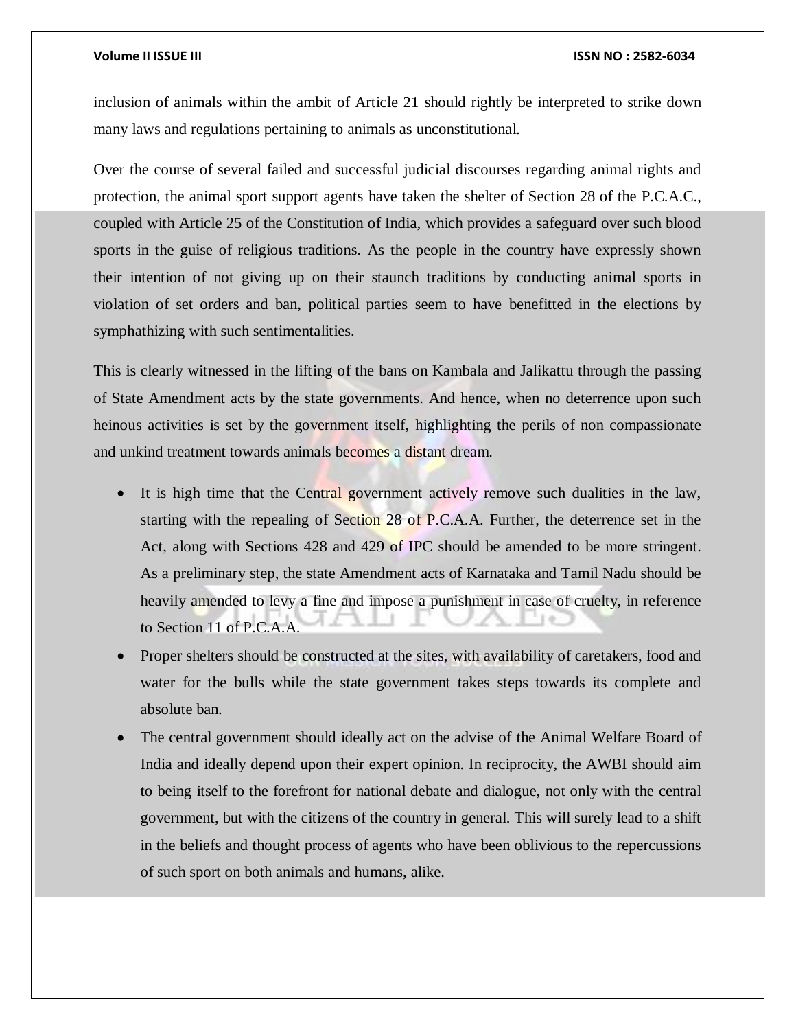inclusion of animals within the ambit of Article 21 should rightly be interpreted to strike down many laws and regulations pertaining to animals as unconstitutional.

Over the course of several failed and successful judicial discourses regarding animal rights and protection, the animal sport support agents have taken the shelter of Section 28 of the P.C.A.C., coupled with Article 25 of the Constitution of India, which provides a safeguard over such blood sports in the guise of religious traditions. As the people in the country have expressly shown their intention of not giving up on their staunch traditions by conducting animal sports in violation of set orders and ban, political parties seem to have benefitted in the elections by symphathizing with such sentimentalities.

This is clearly witnessed in the lifting of the bans on Kambala and Jalikattu through the passing of State Amendment acts by the state governments. And hence, when no deterrence upon such heinous activities is set by the government itself, highlighting the perils of non compassionate and unkind treatment towards animals becomes a distant dream.

- It is high time that the Central government actively remove such dualities in the law, starting with the repealing of Section 28 of P.C.A.A. Further, the deterrence set in the Act, along with Sections 428 and 429 of IPC should be amended to be more stringent. As a preliminary step, the state Amendment acts of Karnataka and Tamil Nadu should be heavily amended to levy a fine and impose a punishment in case of cruelty, in reference to Section 11 of P.C.A.A.
- Proper shelters should be constructed at the sites, with availability of caretakers, food and water for the bulls while the state government takes steps towards its complete and absolute ban.
- The central government should ideally act on the advise of the Animal Welfare Board of India and ideally depend upon their expert opinion. In reciprocity, the AWBI should aim to being itself to the forefront for national debate and dialogue, not only with the central government, but with the citizens of the country in general. This will surely lead to a shift in the beliefs and thought process of agents who have been oblivious to the repercussions of such sport on both animals and humans, alike.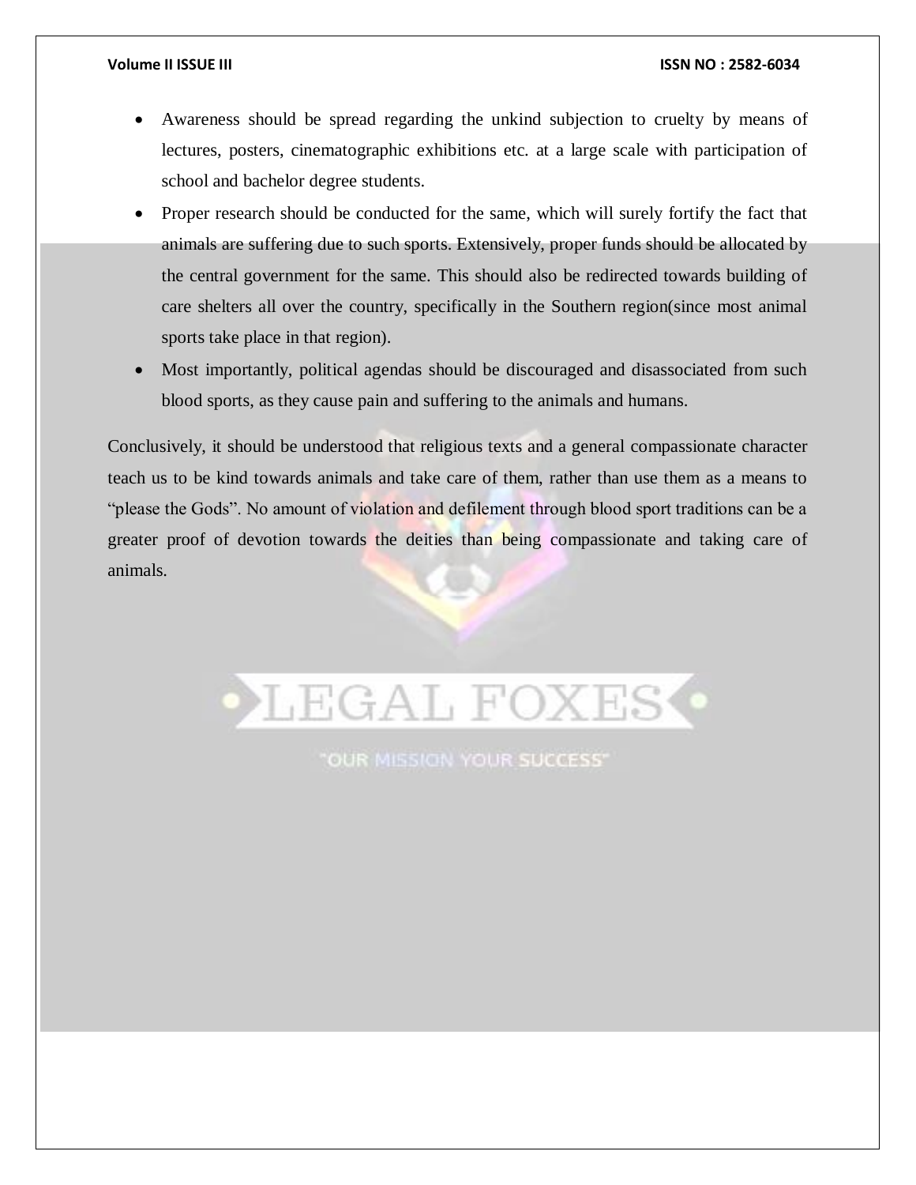- Awareness should be spread regarding the unkind subjection to cruelty by means of lectures, posters, cinematographic exhibitions etc. at a large scale with participation of school and bachelor degree students.
- Proper research should be conducted for the same, which will surely fortify the fact that animals are suffering due to such sports. Extensively, proper funds should be allocated by the central government for the same. This should also be redirected towards building of care shelters all over the country, specifically in the Southern region(since most animal sports take place in that region).
- Most importantly, political agendas should be discouraged and disassociated from such blood sports, as they cause pain and suffering to the animals and humans.

Conclusively, it should be understood that religious texts and a general compassionate character teach us to be kind towards animals and take care of them, rather than use them as a means to "please the Gods". No amount of violation and defilement through blood sport traditions can be a greater proof of devotion towards the deities than being compassionate and taking care of animals.